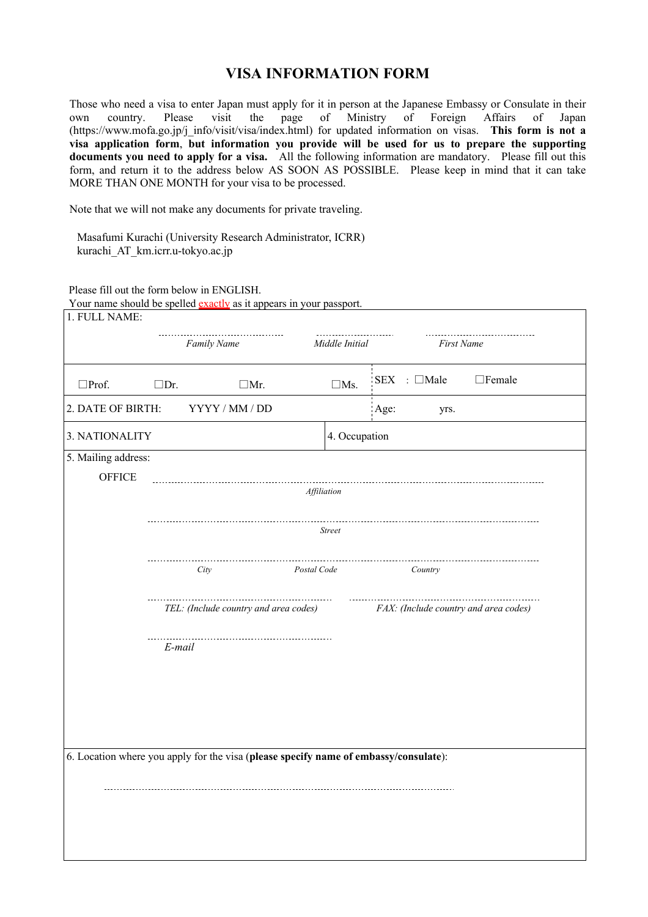# VISA INFORMATION FORM

Those who need a visa to enter Japan must apply for it in person at the Japanese Embassy or Consulate in their own country. Please visit the page of Ministry of Foreign Affairs of Japan (https://www.mofa.go.jp/j_info/visit/visa/index.html) for updated information on visas. **This form is not a visa application form**, **but information you provide will be used for us to prepare the supporting documents you need to apply for a visa.** All the following information are mandatory. Please fill out this form, and return it to the address below AS SOON AS POSSIBLE. Please keep in mind that it can take MORE THAN ONE MONTH for your visa to be processed.

Note that we will not make any documents for private traveling.

Masafumi Kurachi (University Research Administrator, ICRR)
kurachi_AT_km.icrr.u-tokyo.ac.jp

Please fill out the form below in ENGLISH.
Your name should be spelled exactly as it appears in your passport.

| | |
|---|---|
| 1. FULL NAME: ………… *Family Name* ………… *Middle Initial* ………… *First Name* | |
| ☐Prof. ☐Dr. ☐Mr. ☐Ms. | SEX : ☐Male ☐Female |
| 2. DATE OF BIRTH: YYYY / MM / DD | Age: yrs. |
| 3. NATIONALITY | 4. Occupation |
| 5. Mailing address:<br>OFFICE ………… *Affiliation*<br>………… *Street*<br>………… *City* *Postal Code* *Country*<br>………… *TEL: (Include country and area codes)* ………… *FAX: (Include country and area codes)*<br>………… *E-mail* | |
| 6. Location where you apply for the visa (**please specify name of embassy/consulate**):<br>………… | |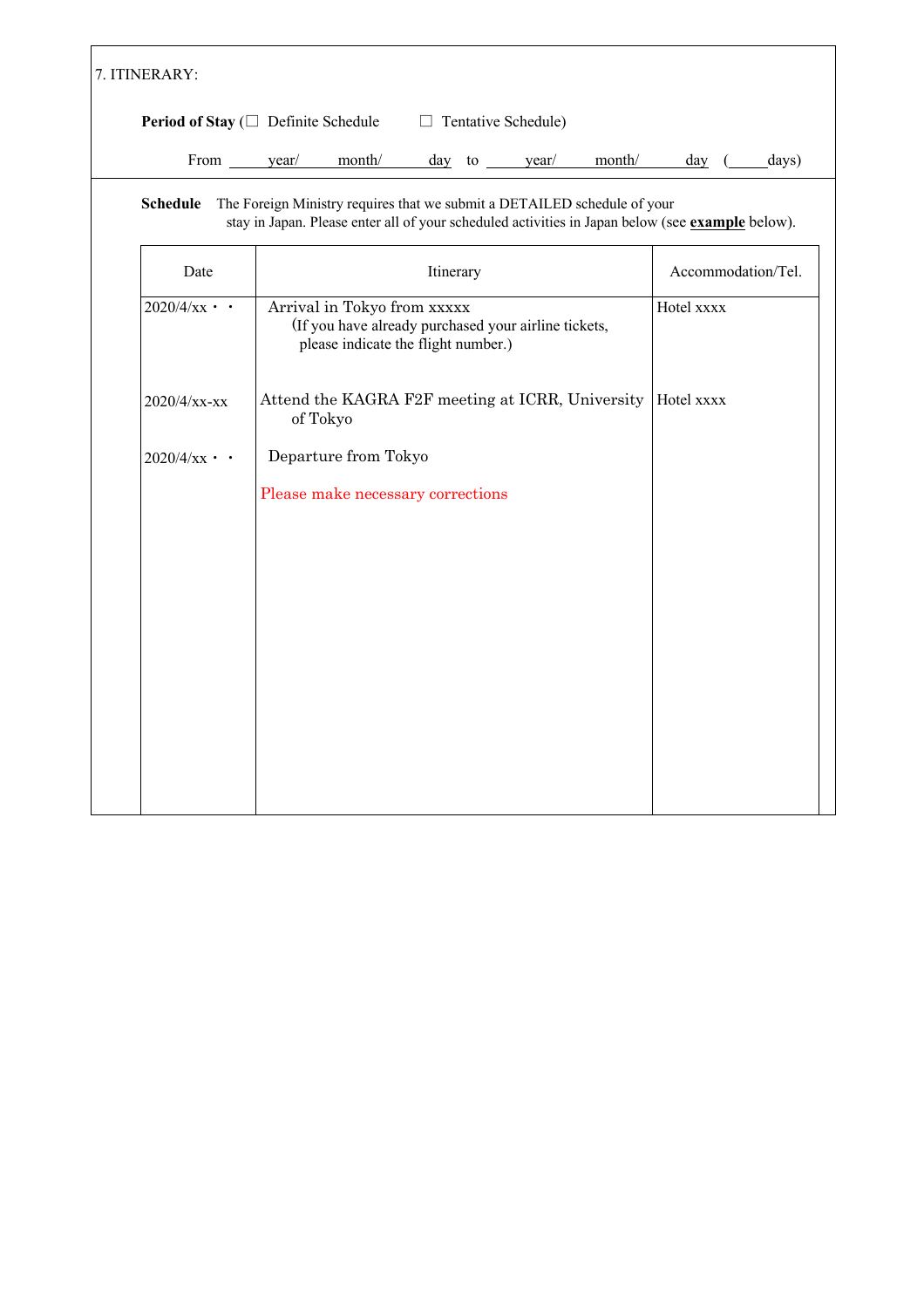7. ITINERARY:

**Period of Stay** (☐ Definite Schedule ☐ Tentative Schedule)

From \_\_\_\_ year/ \_\_\_\_ month/ \_\_\_\_ day to \_\_\_\_ year/ \_\_\_\_ month/ \_\_\_\_ day ( \_\_\_\_ days)

**Schedule** The Foreign Ministry requires that we submit a DETAILED schedule of your stay in Japan. Please enter all of your scheduled activities in Japan below (see **example** below).

| Date | Itinerary | Accommodation/Tel. |
|---|---|---|
| 2020/4/xx・・ | Arrival in Tokyo from xxxxx<br>(If you have already purchased your airline tickets, please indicate the flight number.) | Hotel xxxx |
| 2020/4/xx-xx | Attend the KAGRA F2F meeting at ICRR, University of Tokyo | Hotel xxxx |
| 2020/4/xx・・ | Departure from Tokyo<br><br>Please make necessary corrections | |